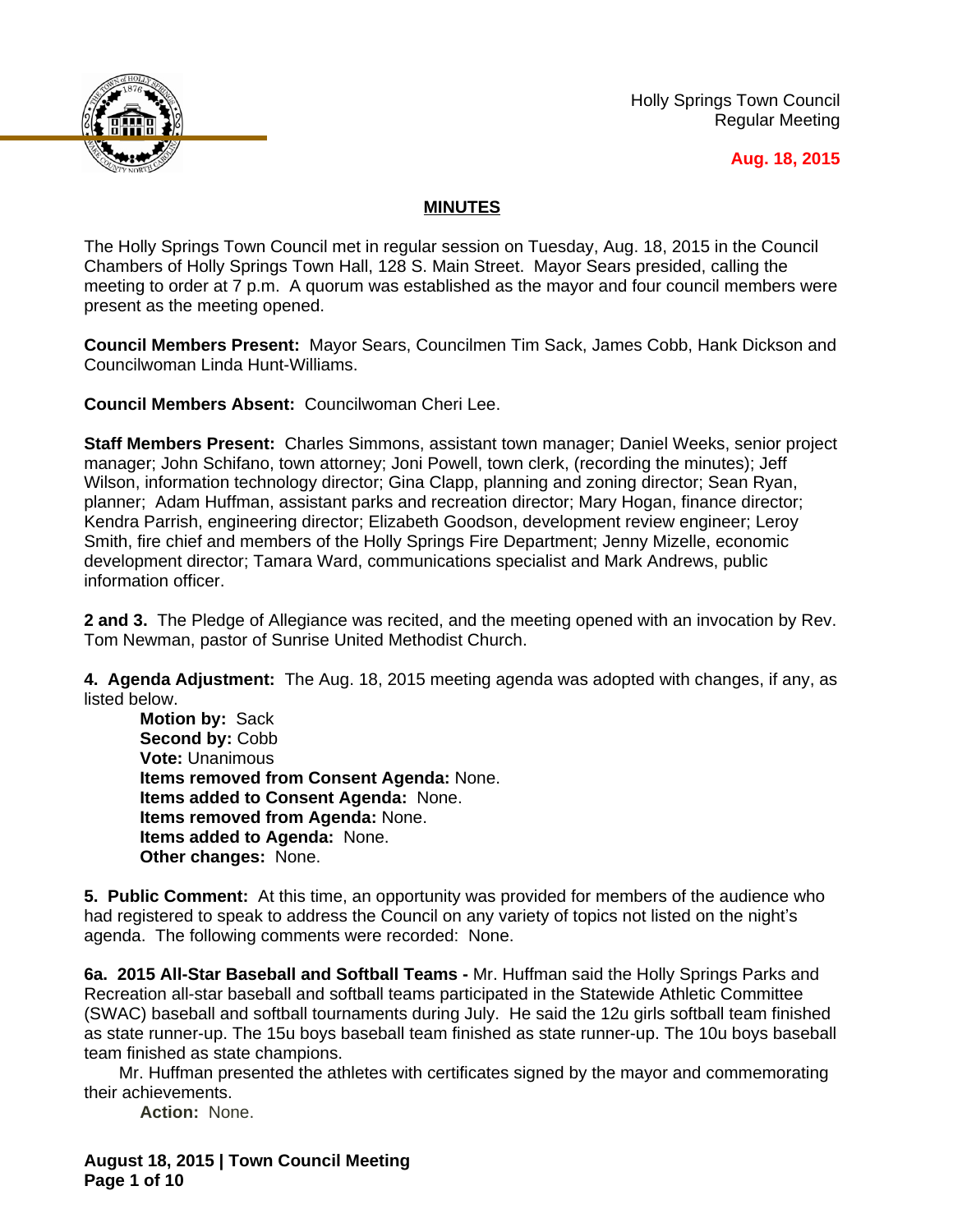Holly Springs Town Council
Regular Meeting

**Aug. 18, 2015**

## MINUTES

The Holly Springs Town Council met in regular session on Tuesday, Aug. 18, 2015 in the Council Chambers of Holly Springs Town Hall, 128 S. Main Street. Mayor Sears presided, calling the meeting to order at 7 p.m. A quorum was established as the mayor and four council members were present as the meeting opened.

**Council Members Present:** Mayor Sears, Councilmen Tim Sack, James Cobb, Hank Dickson and Councilwoman Linda Hunt-Williams.

**Council Members Absent:** Councilwoman Cheri Lee.

**Staff Members Present:** Charles Simmons, assistant town manager; Daniel Weeks, senior project manager; John Schifano, town attorney; Joni Powell, town clerk, (recording the minutes); Jeff Wilson, information technology director; Gina Clapp, planning and zoning director; Sean Ryan, planner; Adam Huffman, assistant parks and recreation director; Mary Hogan, finance director; Kendra Parrish, engineering director; Elizabeth Goodson, development review engineer; Leroy Smith, fire chief and members of the Holly Springs Fire Department; Jenny Mizelle, economic development director; Tamara Ward, communications specialist and Mark Andrews, public information officer.

**2 and 3.** The Pledge of Allegiance was recited, and the meeting opened with an invocation by Rev. Tom Newman, pastor of Sunrise United Methodist Church.

**4. Agenda Adjustment:** The Aug. 18, 2015 meeting agenda was adopted with changes, if any, as listed below.

> **Motion by:** Sack
> **Second by:** Cobb
> **Vote:** Unanimous
> **Items removed from Consent Agenda:** None.
> **Items added to Consent Agenda:** None.
> **Items removed from Agenda:** None.
> **Items added to Agenda:** None.
> **Other changes:** None.

**5. Public Comment:** At this time, an opportunity was provided for members of the audience who had registered to speak to address the Council on any variety of topics not listed on the night's agenda. The following comments were recorded: None.

**6a. 2015 All-Star Baseball and Softball Teams -** Mr. Huffman said the Holly Springs Parks and Recreation all-star baseball and softball teams participated in the Statewide Athletic Committee (SWAC) baseball and softball tournaments during July. He said the 12u girls softball team finished as state runner-up. The 15u boys baseball team finished as state runner-up. The 10u boys baseball team finished as state champions.

Mr. Huffman presented the athletes with certificates signed by the mayor and commemorating their achievements.

> **Action:** None.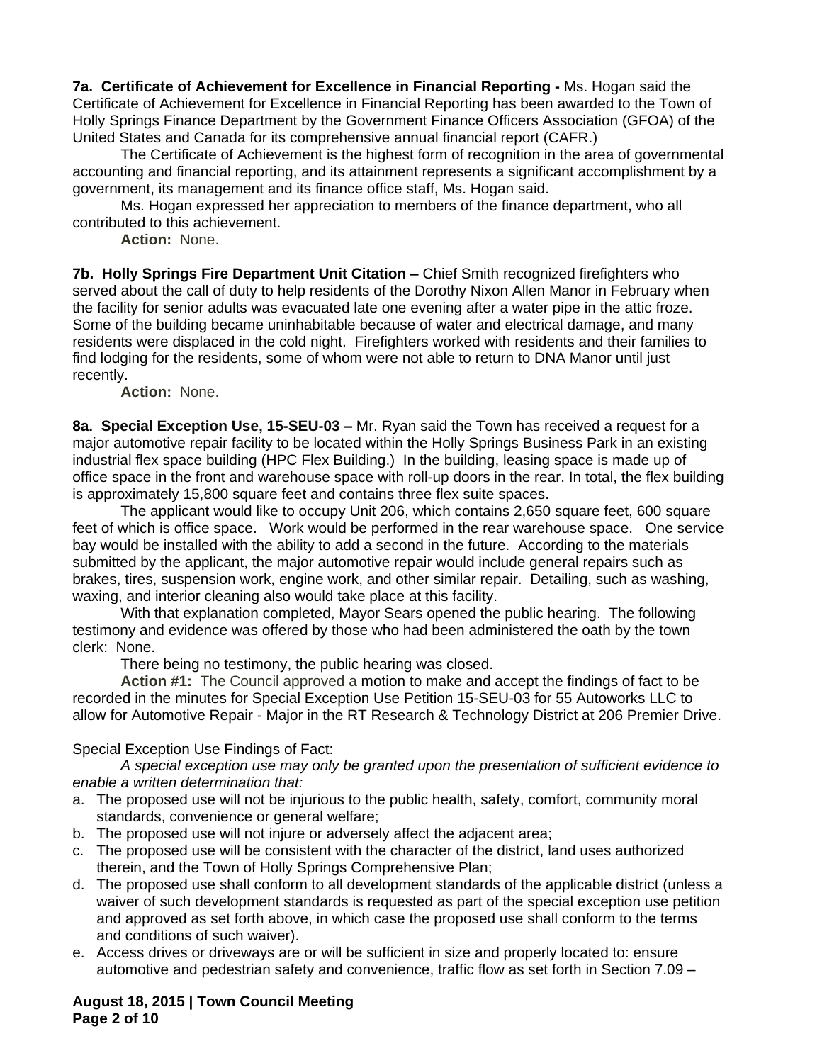**7a. Certificate of Achievement for Excellence in Financial Reporting -** Ms. Hogan said the Certificate of Achievement for Excellence in Financial Reporting has been awarded to the Town of Holly Springs Finance Department by the Government Finance Officers Association (GFOA) of the United States and Canada for its comprehensive annual financial report (CAFR.)

The Certificate of Achievement is the highest form of recognition in the area of governmental accounting and financial reporting, and its attainment represents a significant accomplishment by a government, its management and its finance office staff, Ms. Hogan said.

Ms. Hogan expressed her appreciation to members of the finance department, who all contributed to this achievement.

**Action:** None.

**7b. Holly Springs Fire Department Unit Citation –** Chief Smith recognized firefighters who served about the call of duty to help residents of the Dorothy Nixon Allen Manor in February when the facility for senior adults was evacuated late one evening after a water pipe in the attic froze. Some of the building became uninhabitable because of water and electrical damage, and many residents were displaced in the cold night. Firefighters worked with residents and their families to find lodging for the residents, some of whom were not able to return to DNA Manor until just recently.

**Action:** None.

**8a. Special Exception Use, 15-SEU-03 –** Mr. Ryan said the Town has received a request for a major automotive repair facility to be located within the Holly Springs Business Park in an existing industrial flex space building (HPC Flex Building.) In the building, leasing space is made up of office space in the front and warehouse space with roll-up doors in the rear. In total, the flex building is approximately 15,800 square feet and contains three flex suite spaces.

The applicant would like to occupy Unit 206, which contains 2,650 square feet, 600 square feet of which is office space. Work would be performed in the rear warehouse space. One service bay would be installed with the ability to add a second in the future. According to the materials submitted by the applicant, the major automotive repair would include general repairs such as brakes, tires, suspension work, engine work, and other similar repair. Detailing, such as washing, waxing, and interior cleaning also would take place at this facility.

With that explanation completed, Mayor Sears opened the public hearing. The following testimony and evidence was offered by those who had been administered the oath by the town clerk: None.

There being no testimony, the public hearing was closed.

**Action #1:** The Council approved a motion to make and accept the findings of fact to be recorded in the minutes for Special Exception Use Petition 15-SEU-03 for 55 Autoworks LLC to allow for Automotive Repair - Major in the RT Research & Technology District at 206 Premier Drive.

<u>Special Exception Use Findings of Fact:</u>

*A special exception use may only be granted upon the presentation of sufficient evidence to enable a written determination that:*

a. The proposed use will not be injurious to the public health, safety, comfort, community moral standards, convenience or general welfare;
b. The proposed use will not injure or adversely affect the adjacent area;
c. The proposed use will be consistent with the character of the district, land uses authorized therein, and the Town of Holly Springs Comprehensive Plan;
d. The proposed use shall conform to all development standards of the applicable district (unless a waiver of such development standards is requested as part of the special exception use petition and approved as set forth above, in which case the proposed use shall conform to the terms and conditions of such waiver).
e. Access drives or driveways are or will be sufficient in size and properly located to: ensure automotive and pedestrian safety and convenience, traffic flow as set forth in Section 7.09 –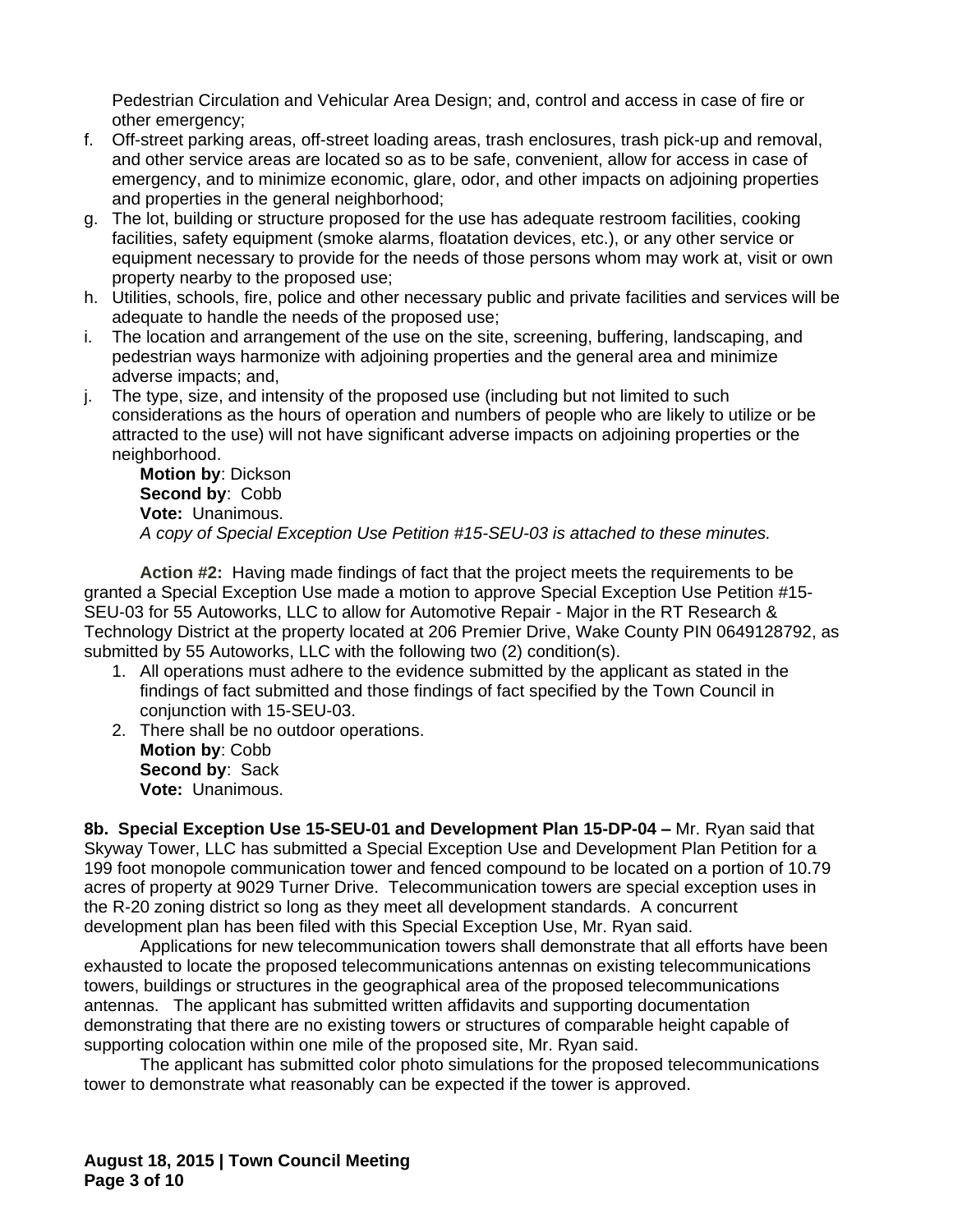Pedestrian Circulation and Vehicular Area Design; and, control and access in case of fire or other emergency;

f. Off-street parking areas, off-street loading areas, trash enclosures, trash pick-up and removal, and other service areas are located so as to be safe, convenient, allow for access in case of emergency, and to minimize economic, glare, odor, and other impacts on adjoining properties and properties in the general neighborhood;
g. The lot, building or structure proposed for the use has adequate restroom facilities, cooking facilities, safety equipment (smoke alarms, floatation devices, etc.), or any other service or equipment necessary to provide for the needs of those persons whom may work at, visit or own property nearby to the proposed use;
h. Utilities, schools, fire, police and other necessary public and private facilities and services will be adequate to handle the needs of the proposed use;
i. The location and arrangement of the use on the site, screening, buffering, landscaping, and pedestrian ways harmonize with adjoining properties and the general area and minimize adverse impacts; and,
j. The type, size, and intensity of the proposed use (including but not limited to such considerations as the hours of operation and numbers of people who are likely to utilize or be attracted to the use) will not have significant adverse impacts on adjoining properties or the neighborhood.

**Motion by**: Dickson
**Second by**: Cobb
**Vote:** Unanimous.
*A copy of Special Exception Use Petition #15-SEU-03 is attached to these minutes.*

**Action #2:** Having made findings of fact that the project meets the requirements to be granted a Special Exception Use made a motion to approve Special Exception Use Petition #15-SEU-03 for 55 Autoworks, LLC to allow for Automotive Repair - Major in the RT Research & Technology District at the property located at 206 Premier Drive, Wake County PIN 0649128792, as submitted by 55 Autoworks, LLC with the following two (2) condition(s).

1. All operations must adhere to the evidence submitted by the applicant as stated in the findings of fact submitted and those findings of fact specified by the Town Council in conjunction with 15-SEU-03.
2. There shall be no outdoor operations.

**Motion by**: Cobb
**Second by**: Sack
**Vote:** Unanimous.

**8b. Special Exception Use 15-SEU-01 and Development Plan 15-DP-04 –** Mr. Ryan said that Skyway Tower, LLC has submitted a Special Exception Use and Development Plan Petition for a 199 foot monopole communication tower and fenced compound to be located on a portion of 10.79 acres of property at 9029 Turner Drive. Telecommunication towers are special exception uses in the R-20 zoning district so long as they meet all development standards. A concurrent development plan has been filed with this Special Exception Use, Mr. Ryan said.

Applications for new telecommunication towers shall demonstrate that all efforts have been exhausted to locate the proposed telecommunications antennas on existing telecommunications towers, buildings or structures in the geographical area of the proposed telecommunications antennas. The applicant has submitted written affidavits and supporting documentation demonstrating that there are no existing towers or structures of comparable height capable of supporting colocation within one mile of the proposed site, Mr. Ryan said.

The applicant has submitted color photo simulations for the proposed telecommunications tower to demonstrate what reasonably can be expected if the tower is approved.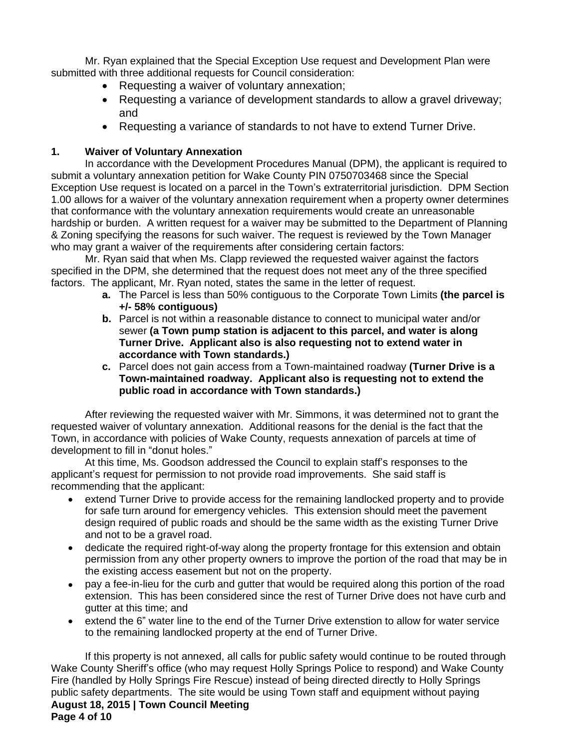Mr. Ryan explained that the Special Exception Use request and Development Plan were submitted with three additional requests for Council consideration:

- Requesting a waiver of voluntary annexation;
- Requesting a variance of development standards to allow a gravel driveway; and
- Requesting a variance of standards to not have to extend Turner Drive.

**1. Waiver of Voluntary Annexation**

In accordance with the Development Procedures Manual (DPM), the applicant is required to submit a voluntary annexation petition for Wake County PIN 0750703468 since the Special Exception Use request is located on a parcel in the Town's extraterritorial jurisdiction. DPM Section 1.00 allows for a waiver of the voluntary annexation requirement when a property owner determines that conformance with the voluntary annexation requirements would create an unreasonable hardship or burden. A written request for a waiver may be submitted to the Department of Planning & Zoning specifying the reasons for such waiver. The request is reviewed by the Town Manager who may grant a waiver of the requirements after considering certain factors:

Mr. Ryan said that when Ms. Clapp reviewed the requested waiver against the factors specified in the DPM, she determined that the request does not meet any of the three specified factors. The applicant, Mr. Ryan noted, states the same in the letter of request.

a. The Parcel is less than 50% contiguous to the Corporate Town Limits **(the parcel is +/- 58% contiguous)**
b. Parcel is not within a reasonable distance to connect to municipal water and/or sewer **(a Town pump station is adjacent to this parcel, and water is along Turner Drive. Applicant also is also requesting not to extend water in accordance with Town standards.)**
c. Parcel does not gain access from a Town-maintained roadway **(Turner Drive is a Town-maintained roadway. Applicant also is requesting not to extend the public road in accordance with Town standards.)**

After reviewing the requested waiver with Mr. Simmons, it was determined not to grant the requested waiver of voluntary annexation. Additional reasons for the denial is the fact that the Town, in accordance with policies of Wake County, requests annexation of parcels at time of development to fill in "donut holes."

At this time, Ms. Goodson addressed the Council to explain staff's responses to the applicant's request for permission to not provide road improvements. She said staff is recommending that the applicant:

- extend Turner Drive to provide access for the remaining landlocked property and to provide for safe turn around for emergency vehicles. This extension should meet the pavement design required of public roads and should be the same width as the existing Turner Drive and not to be a gravel road.
- dedicate the required right-of-way along the property frontage for this extension and obtain permission from any other property owners to improve the portion of the road that may be in the existing access easement but not on the property.
- pay a fee-in-lieu for the curb and gutter that would be required along this portion of the road extension. This has been considered since the rest of Turner Drive does not have curb and gutter at this time; and
- extend the 6" water line to the end of the Turner Drive extenstion to allow for water service to the remaining landlocked property at the end of Turner Drive.

If this property is not annexed, all calls for public safety would continue to be routed through Wake County Sheriff's office (who may request Holly Springs Police to respond) and Wake County Fire (handled by Holly Springs Fire Rescue) instead of being directed directly to Holly Springs public safety departments. The site would be using Town staff and equipment without paying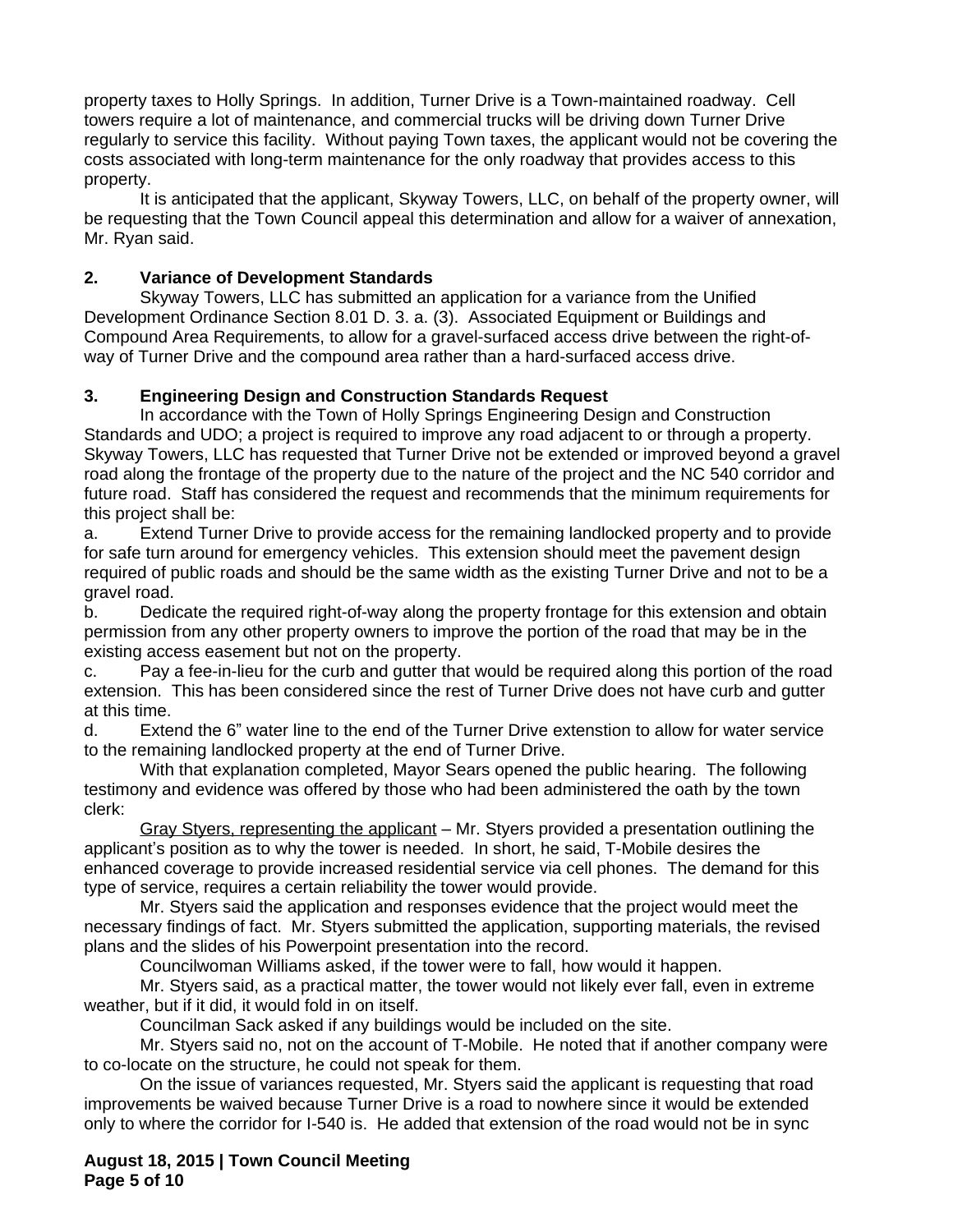property taxes to Holly Springs. In addition, Turner Drive is a Town-maintained roadway. Cell towers require a lot of maintenance, and commercial trucks will be driving down Turner Drive regularly to service this facility. Without paying Town taxes, the applicant would not be covering the costs associated with long-term maintenance for the only roadway that provides access to this property.

It is anticipated that the applicant, Skyway Towers, LLC, on behalf of the property owner, will be requesting that the Town Council appeal this determination and allow for a waiver of annexation, Mr. Ryan said.

**2. Variance of Development Standards**

Skyway Towers, LLC has submitted an application for a variance from the Unified Development Ordinance Section 8.01 D. 3. a. (3). Associated Equipment or Buildings and Compound Area Requirements, to allow for a gravel-surfaced access drive between the right-of-way of Turner Drive and the compound area rather than a hard-surfaced access drive.

**3. Engineering Design and Construction Standards Request**

In accordance with the Town of Holly Springs Engineering Design and Construction Standards and UDO; a project is required to improve any road adjacent to or through a property. Skyway Towers, LLC has requested that Turner Drive not be extended or improved beyond a gravel road along the frontage of the property due to the nature of the project and the NC 540 corridor and future road. Staff has considered the request and recommends that the minimum requirements for this project shall be:

a. Extend Turner Drive to provide access for the remaining landlocked property and to provide for safe turn around for emergency vehicles. This extension should meet the pavement design required of public roads and should be the same width as the existing Turner Drive and not to be a gravel road.

b. Dedicate the required right-of-way along the property frontage for this extension and obtain permission from any other property owners to improve the portion of the road that may be in the existing access easement but not on the property.

c. Pay a fee-in-lieu for the curb and gutter that would be required along this portion of the road extension. This has been considered since the rest of Turner Drive does not have curb and gutter at this time.

d. Extend the 6" water line to the end of the Turner Drive extenstion to allow for water service to the remaining landlocked property at the end of Turner Drive.

With that explanation completed, Mayor Sears opened the public hearing. The following testimony and evidence was offered by those who had been administered the oath by the town clerk:

Gray Styers, representing the applicant – Mr. Styers provided a presentation outlining the applicant's position as to why the tower is needed. In short, he said, T-Mobile desires the enhanced coverage to provide increased residential service via cell phones. The demand for this type of service, requires a certain reliability the tower would provide.

Mr. Styers said the application and responses evidence that the project would meet the necessary findings of fact. Mr. Styers submitted the application, supporting materials, the revised plans and the slides of his Powerpoint presentation into the record.

Councilwoman Williams asked, if the tower were to fall, how would it happen.

Mr. Styers said, as a practical matter, the tower would not likely ever fall, even in extreme weather, but if it did, it would fold in on itself.

Councilman Sack asked if any buildings would be included on the site.

Mr. Styers said no, not on the account of T-Mobile. He noted that if another company were to co-locate on the structure, he could not speak for them.

On the issue of variances requested, Mr. Styers said the applicant is requesting that road improvements be waived because Turner Drive is a road to nowhere since it would be extended only to where the corridor for I-540 is. He added that extension of the road would not be in sync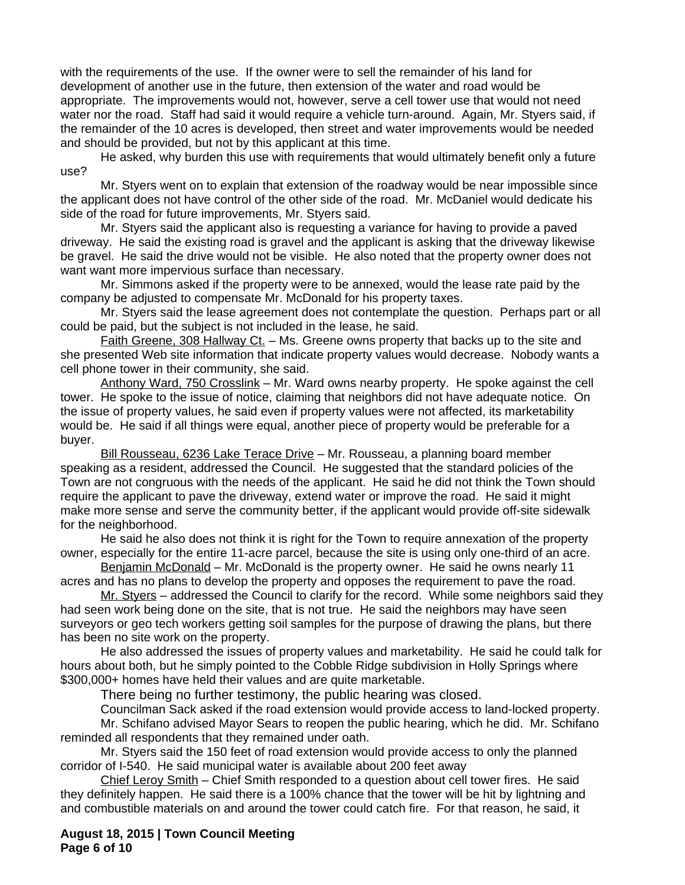with the requirements of the use. If the owner were to sell the remainder of his land for development of another use in the future, then extension of the water and road would be appropriate. The improvements would not, however, serve a cell tower use that would not need water nor the road. Staff had said it would require a vehicle turn-around. Again, Mr. Styers said, if the remainder of the 10 acres is developed, then street and water improvements would be needed and should be provided, but not by this applicant at this time.

He asked, why burden this use with requirements that would ultimately benefit only a future use?

Mr. Styers went on to explain that extension of the roadway would be near impossible since the applicant does not have control of the other side of the road. Mr. McDaniel would dedicate his side of the road for future improvements, Mr. Styers said.

Mr. Styers said the applicant also is requesting a variance for having to provide a paved driveway. He said the existing road is gravel and the applicant is asking that the driveway likewise be gravel. He said the drive would not be visible. He also noted that the property owner does not want want more impervious surface than necessary.

Mr. Simmons asked if the property were to be annexed, would the lease rate paid by the company be adjusted to compensate Mr. McDonald for his property taxes.

Mr. Styers said the lease agreement does not contemplate the question. Perhaps part or all could be paid, but the subject is not included in the lease, he said.

Faith Greene, 308 Hallway Ct. – Ms. Greene owns property that backs up to the site and she presented Web site information that indicate property values would decrease. Nobody wants a cell phone tower in their community, she said.

Anthony Ward, 750 Crosslink – Mr. Ward owns nearby property. He spoke against the cell tower. He spoke to the issue of notice, claiming that neighbors did not have adequate notice. On the issue of property values, he said even if property values were not affected, its marketability would be. He said if all things were equal, another piece of property would be preferable for a buyer.

Bill Rousseau, 6236 Lake Terace Drive – Mr. Rousseau, a planning board member speaking as a resident, addressed the Council. He suggested that the standard policies of the Town are not congruous with the needs of the applicant. He said he did not think the Town should require the applicant to pave the driveway, extend water or improve the road. He said it might make more sense and serve the community better, if the applicant would provide off-site sidewalk for the neighborhood.

He said he also does not think it is right for the Town to require annexation of the property owner, especially for the entire 11-acre parcel, because the site is using only one-third of an acre.

Benjamin McDonald – Mr. McDonald is the property owner. He said he owns nearly 11 acres and has no plans to develop the property and opposes the requirement to pave the road.

Mr. Styers – addressed the Council to clarify for the record. While some neighbors said they had seen work being done on the site, that is not true. He said the neighbors may have seen surveyors or geo tech workers getting soil samples for the purpose of drawing the plans, but there has been no site work on the property.

He also addressed the issues of property values and marketability. He said he could talk for hours about both, but he simply pointed to the Cobble Ridge subdivision in Holly Springs where $300,000+ homes have held their values and are quite marketable.

There being no further testimony, the public hearing was closed.

Councilman Sack asked if the road extension would provide access to land-locked property.

Mr. Schifano advised Mayor Sears to reopen the public hearing, which he did. Mr. Schifano reminded all respondents that they remained under oath.

Mr. Styers said the 150 feet of road extension would provide access to only the planned corridor of I-540. He said municipal water is available about 200 feet away

Chief Leroy Smith – Chief Smith responded to a question about cell tower fires. He said they definitely happen. He said there is a 100% chance that the tower will be hit by lightning and and combustible materials on and around the tower could catch fire. For that reason, he said, it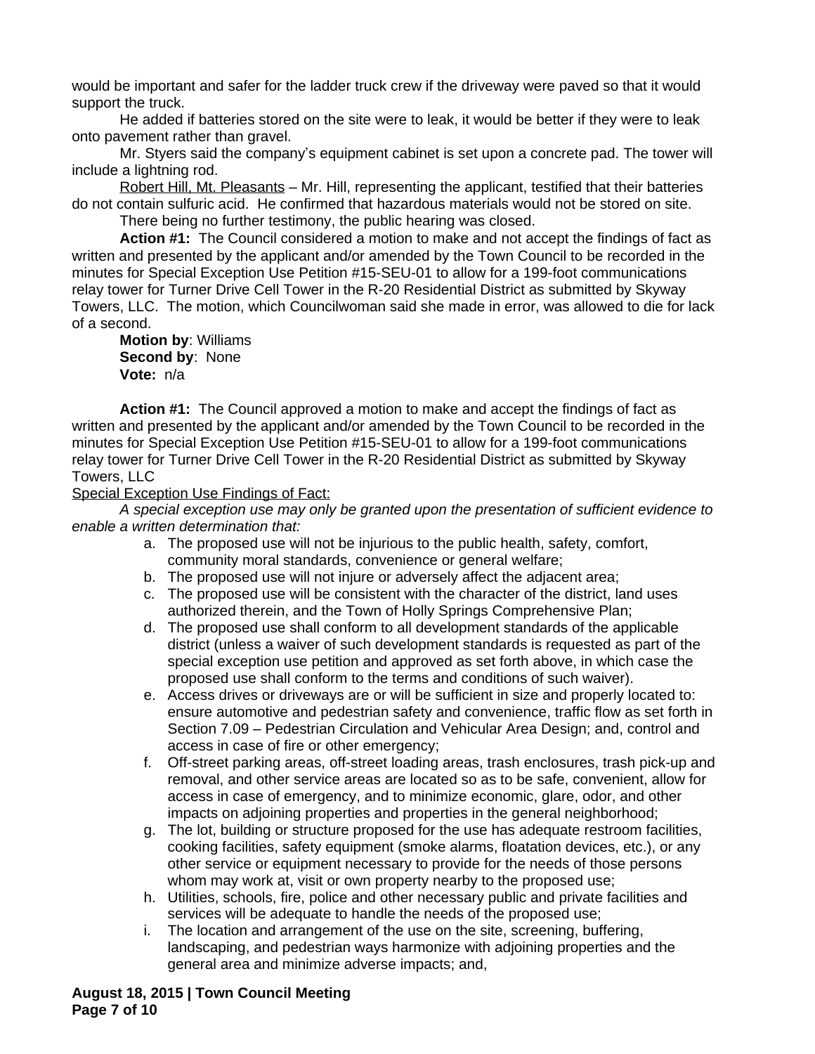would be important and safer for the ladder truck crew if the driveway were paved so that it would support the truck.

He added if batteries stored on the site were to leak, it would be better if they were to leak onto pavement rather than gravel.

Mr. Styers said the company's equipment cabinet is set upon a concrete pad. The tower will include a lightning rod.

Robert Hill, Mt. Pleasants – Mr. Hill, representing the applicant, testified that their batteries do not contain sulfuric acid. He confirmed that hazardous materials would not be stored on site.

There being no further testimony, the public hearing was closed.

**Action #1:** The Council considered a motion to make and not accept the findings of fact as written and presented by the applicant and/or amended by the Town Council to be recorded in the minutes for Special Exception Use Petition #15-SEU-01 to allow for a 199-foot communications relay tower for Turner Drive Cell Tower in the R-20 Residential District as submitted by Skyway Towers, LLC. The motion, which Councilwoman said she made in error, was allowed to die for lack of a second.

**Motion by**: Williams
**Second by**: None
**Vote:** n/a

**Action #1:** The Council approved a motion to make and accept the findings of fact as written and presented by the applicant and/or amended by the Town Council to be recorded in the minutes for Special Exception Use Petition #15-SEU-01 to allow for a 199-foot communications relay tower for Turner Drive Cell Tower in the R-20 Residential District as submitted by Skyway Towers, LLC

Special Exception Use Findings of Fact:

*A special exception use may only be granted upon the presentation of sufficient evidence to enable a written determination that:*

a. The proposed use will not be injurious to the public health, safety, comfort, community moral standards, convenience or general welfare;
b. The proposed use will not injure or adversely affect the adjacent area;
c. The proposed use will be consistent with the character of the district, land uses authorized therein, and the Town of Holly Springs Comprehensive Plan;
d. The proposed use shall conform to all development standards of the applicable district (unless a waiver of such development standards is requested as part of the special exception use petition and approved as set forth above, in which case the proposed use shall conform to the terms and conditions of such waiver).
e. Access drives or driveways are or will be sufficient in size and properly located to: ensure automotive and pedestrian safety and convenience, traffic flow as set forth in Section 7.09 – Pedestrian Circulation and Vehicular Area Design; and, control and access in case of fire or other emergency;
f. Off-street parking areas, off-street loading areas, trash enclosures, trash pick-up and removal, and other service areas are located so as to be safe, convenient, allow for access in case of emergency, and to minimize economic, glare, odor, and other impacts on adjoining properties and properties in the general neighborhood;
g. The lot, building or structure proposed for the use has adequate restroom facilities, cooking facilities, safety equipment (smoke alarms, floatation devices, etc.), or any other service or equipment necessary to provide for the needs of those persons whom may work at, visit or own property nearby to the proposed use;
h. Utilities, schools, fire, police and other necessary public and private facilities and services will be adequate to handle the needs of the proposed use;
i. The location and arrangement of the use on the site, screening, buffering, landscaping, and pedestrian ways harmonize with adjoining properties and the general area and minimize adverse impacts; and,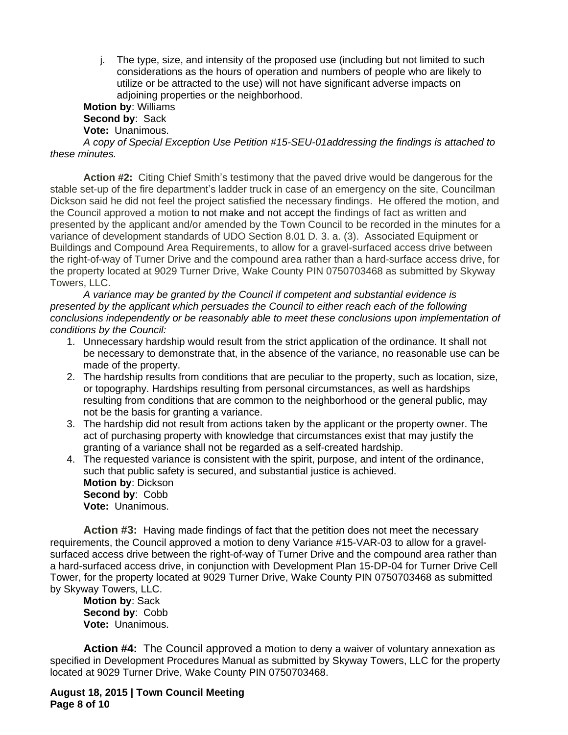j. The type, size, and intensity of the proposed use (including but not limited to such considerations as the hours of operation and numbers of people who are likely to utilize or be attracted to the use) will not have significant adverse impacts on adjoining properties or the neighborhood.

**Motion by**: Williams
**Second by**: Sack
**Vote:** Unanimous.

*A copy of Special Exception Use Petition #15-SEU-01addressing the findings is attached to these minutes.*

**Action #2:** Citing Chief Smith's testimony that the paved drive would be dangerous for the stable set-up of the fire department's ladder truck in case of an emergency on the site, Councilman Dickson said he did not feel the project satisfied the necessary findings. He offered the motion, and the Council approved a motion to not make and not accept the findings of fact as written and presented by the applicant and/or amended by the Town Council to be recorded in the minutes for a variance of development standards of UDO Section 8.01 D. 3. a. (3). Associated Equipment or Buildings and Compound Area Requirements, to allow for a gravel-surfaced access drive between the right-of-way of Turner Drive and the compound area rather than a hard-surface access drive, for the property located at 9029 Turner Drive, Wake County PIN 0750703468 as submitted by Skyway Towers, LLC.

*A variance may be granted by the Council if competent and substantial evidence is presented by the applicant which persuades the Council to either reach each of the following conclusions independently or be reasonably able to meet these conclusions upon implementation of conditions by the Council:*

1. Unnecessary hardship would result from the strict application of the ordinance. It shall not be necessary to demonstrate that, in the absence of the variance, no reasonable use can be made of the property.
2. The hardship results from conditions that are peculiar to the property, such as location, size, or topography. Hardships resulting from personal circumstances, as well as hardships resulting from conditions that are common to the neighborhood or the general public, may not be the basis for granting a variance.
3. The hardship did not result from actions taken by the applicant or the property owner. The act of purchasing property with knowledge that circumstances exist that may justify the granting of a variance shall not be regarded as a self-created hardship.
4. The requested variance is consistent with the spirit, purpose, and intent of the ordinance, such that public safety is secured, and substantial justice is achieved.

**Motion by**: Dickson
**Second by**: Cobb
**Vote:** Unanimous.

**Action #3:** Having made findings of fact that the petition does not meet the necessary requirements, the Council approved a motion to deny Variance #15-VAR-03 to allow for a gravel-surfaced access drive between the right-of-way of Turner Drive and the compound area rather than a hard-surfaced access drive, in conjunction with Development Plan 15-DP-04 for Turner Drive Cell Tower, for the property located at 9029 Turner Drive, Wake County PIN 0750703468 as submitted by Skyway Towers, LLC.

**Motion by**: Sack
**Second by**: Cobb
**Vote:** Unanimous.

**Action #4:** The Council approved a motion to deny a waiver of voluntary annexation as specified in Development Procedures Manual as submitted by Skyway Towers, LLC for the property located at 9029 Turner Drive, Wake County PIN 0750703468.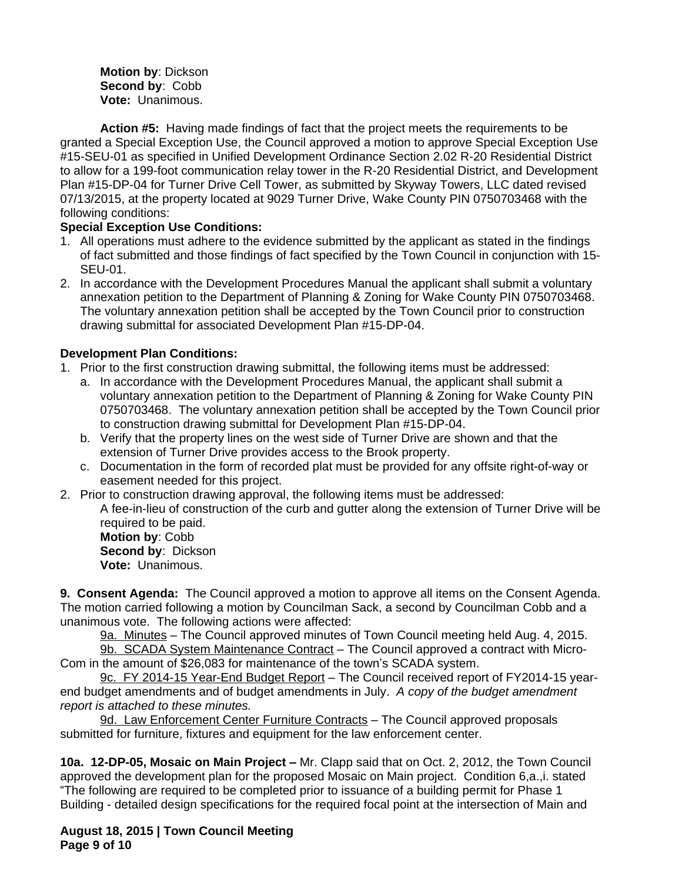**Motion by**: Dickson
**Second by**: Cobb
**Vote:** Unanimous.

**Action #5:** Having made findings of fact that the project meets the requirements to be granted a Special Exception Use, the Council approved a motion to approve Special Exception Use #15-SEU-01 as specified in Unified Development Ordinance Section 2.02 R-20 Residential District to allow for a 199-foot communication relay tower in the R-20 Residential District, and Development Plan #15-DP-04 for Turner Drive Cell Tower, as submitted by Skyway Towers, LLC dated revised 07/13/2015, at the property located at 9029 Turner Drive, Wake County PIN 0750703468 with the following conditions:

**Special Exception Use Conditions:**

1. All operations must adhere to the evidence submitted by the applicant as stated in the findings of fact submitted and those findings of fact specified by the Town Council in conjunction with 15-SEU-01.
2. In accordance with the Development Procedures Manual the applicant shall submit a voluntary annexation petition to the Department of Planning & Zoning for Wake County PIN 0750703468. The voluntary annexation petition shall be accepted by the Town Council prior to construction drawing submittal for associated Development Plan #15-DP-04.

**Development Plan Conditions:**

1. Prior to the first construction drawing submittal, the following items must be addressed:
   a. In accordance with the Development Procedures Manual, the applicant shall submit a voluntary annexation petition to the Department of Planning & Zoning for Wake County PIN 0750703468. The voluntary annexation petition shall be accepted by the Town Council prior to construction drawing submittal for Development Plan #15-DP-04.
   b. Verify that the property lines on the west side of Turner Drive are shown and that the extension of Turner Drive provides access to the Brook property.
   c. Documentation in the form of recorded plat must be provided for any offsite right-of-way or easement needed for this project.
2. Prior to construction drawing approval, the following items must be addressed:
   A fee-in-lieu of construction of the curb and gutter along the extension of Turner Drive will be required to be paid.
   **Motion by**: Cobb
   **Second by**: Dickson
   **Vote:** Unanimous.

**9. Consent Agenda:** The Council approved a motion to approve all items on the Consent Agenda. The motion carried following a motion by Councilman Sack, a second by Councilman Cobb and a unanimous vote. The following actions were affected:

9a. Minutes – The Council approved minutes of Town Council meeting held Aug. 4, 2015.
9b. SCADA System Maintenance Contract – The Council approved a contract with Micro-Com in the amount of $26,083 for maintenance of the town's SCADA system.
9c. FY 2014-15 Year-End Budget Report – The Council received report of FY2014-15 year-end budget amendments and of budget amendments in July. *A copy of the budget amendment report is attached to these minutes.*
9d. Law Enforcement Center Furniture Contracts – The Council approved proposals submitted for furniture, fixtures and equipment for the law enforcement center.

**10a. 12-DP-05, Mosaic on Main Project –** Mr. Clapp said that on Oct. 2, 2012, the Town Council approved the development plan for the proposed Mosaic on Main project. Condition 6,a.,i. stated "The following are required to be completed prior to issuance of a building permit for Phase 1 Building - detailed design specifications for the required focal point at the intersection of Main and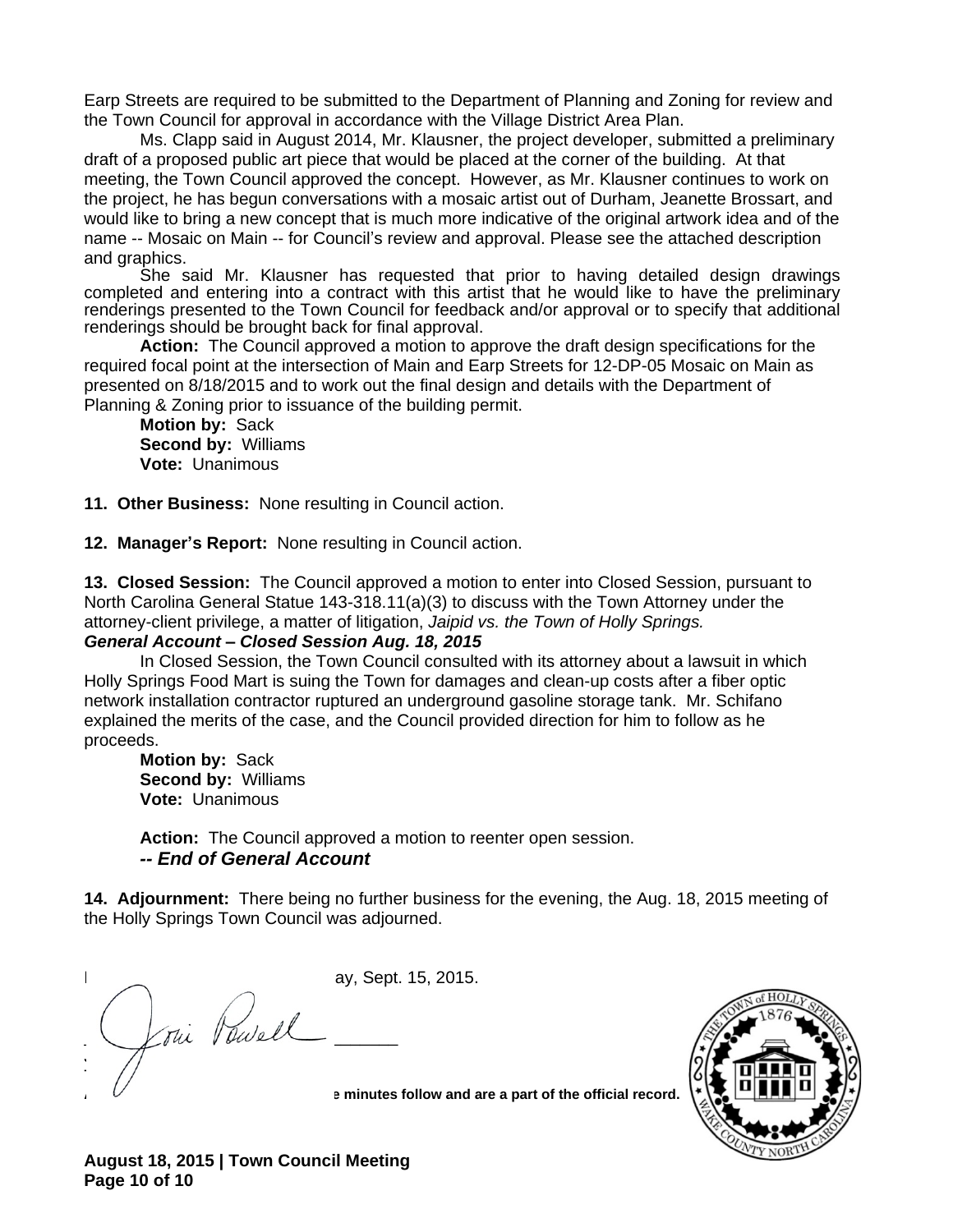Earp Streets are required to be submitted to the Department of Planning and Zoning for review and the Town Council for approval in accordance with the Village District Area Plan.

Ms. Clapp said in August 2014, Mr. Klausner, the project developer, submitted a preliminary draft of a proposed public art piece that would be placed at the corner of the building. At that meeting, the Town Council approved the concept. However, as Mr. Klausner continues to work on the project, he has begun conversations with a mosaic artist out of Durham, Jeanette Brossart, and would like to bring a new concept that is much more indicative of the original artwork idea and of the name -- Mosaic on Main -- for Council's review and approval. Please see the attached description and graphics.

She said Mr. Klausner has requested that prior to having detailed design drawings completed and entering into a contract with this artist that he would like to have the preliminary renderings presented to the Town Council for feedback and/or approval or to specify that additional renderings should be brought back for final approval.

**Action:** The Council approved a motion to approve the draft design specifications for the required focal point at the intersection of Main and Earp Streets for 12-DP-05 Mosaic on Main as presented on 8/18/2015 and to work out the final design and details with the Department of Planning & Zoning prior to issuance of the building permit.

**Motion by:** Sack
**Second by:** Williams
**Vote:** Unanimous

**11. Other Business:** None resulting in Council action.

**12. Manager's Report:** None resulting in Council action.

**13. Closed Session:** The Council approved a motion to enter into Closed Session, pursuant to North Carolina General Statue 143-318.11(a)(3) to discuss with the Town Attorney under the attorney-client privilege, a matter of litigation, *Jaipid vs. the Town of Holly Springs.*

***General Account – Closed Session Aug. 18, 2015***

In Closed Session, the Town Council consulted with its attorney about a lawsuit in which Holly Springs Food Mart is suing the Town for damages and clean-up costs after a fiber optic network installation contractor ruptured an underground gasoline storage tank. Mr. Schifano explained the merits of the case, and the Council provided direction for him to follow as he proceeds.

**Motion by:** Sack
**Second by:** Williams
**Vote:** Unanimous

**Action:** The Council approved a motion to reenter open session.

***-- End of General Account***

**14. Adjournment:** There being no further business for the evening, the Aug. 18, 2015 meeting of the Holly Springs Town Council was adjourned.

ay, Sept. 15, 2015.

**e minutes follow and are a part of the official record.**